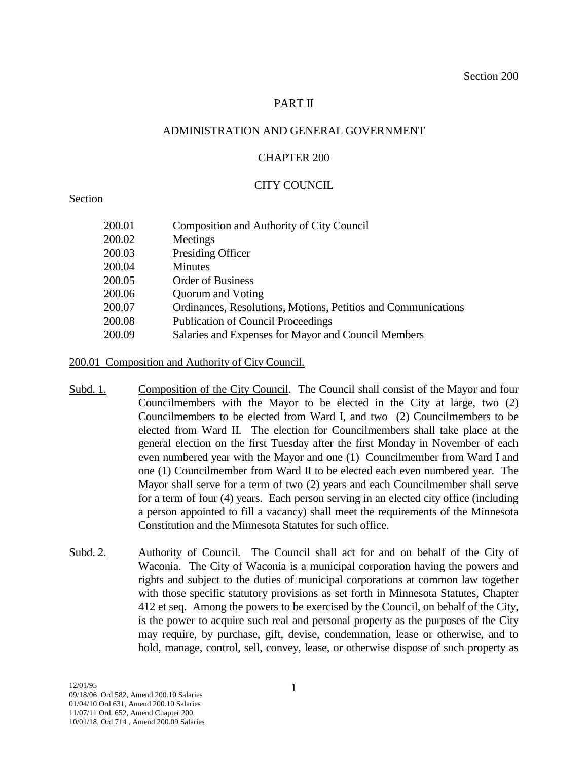Section 200

# PART II

## ADMINISTRATION AND GENERAL GOVERNMENT

## CHAPTER 200

## CITY COUNCIL

Section

| | |
|---|---|
| 200.01 | Composition and Authority of City Council |
| 200.02 | Meetings |
| 200.03 | Presiding Officer |
| 200.04 | Minutes |
| 200.05 | Order of Business |
| 200.06 | Quorum and Voting |
| 200.07 | Ordinances, Resolutions, Motions, Petitios and Communications |
| 200.08 | Publication of Council Proceedings |
| 200.09 | Salaries and Expenses for Mayor and Council Members |

### 200.01 Composition and Authority of City Council.

Subd. 1. Composition of the City Council. The Council shall consist of the Mayor and four Councilmembers with the Mayor to be elected in the City at large, two (2) Councilmembers to be elected from Ward I, and two (2) Councilmembers to be elected from Ward II. The election for Councilmembers shall take place at the general election on the first Tuesday after the first Monday in November of each even numbered year with the Mayor and one (1) Councilmember from Ward I and one (1) Councilmember from Ward II to be elected each even numbered year. The Mayor shall serve for a term of two (2) years and each Councilmember shall serve for a term of four (4) years. Each person serving in an elected city office (including a person appointed to fill a vacancy) shall meet the requirements of the Minnesota Constitution and the Minnesota Statutes for such office.

Subd. 2. Authority of Council. The Council shall act for and on behalf of the City of Waconia. The City of Waconia is a municipal corporation having the powers and rights and subject to the duties of municipal corporations at common law together with those specific statutory provisions as set forth in Minnesota Statutes, Chapter 412 et seq. Among the powers to be exercised by the Council, on behalf of the City, is the power to acquire such real and personal property as the purposes of the City may require, by purchase, gift, devise, condemnation, lease or otherwise, and to hold, manage, control, sell, convey, lease, or otherwise dispose of such property as

12/01/95
09/18/06 Ord 582, Amend 200.10 Salaries
01/04/10 Ord 631, Amend 200.10 Salaries
11/07/11 Ord. 652, Amend Chapter 200
10/01/18, Ord 714 , Amend 200.09 Salaries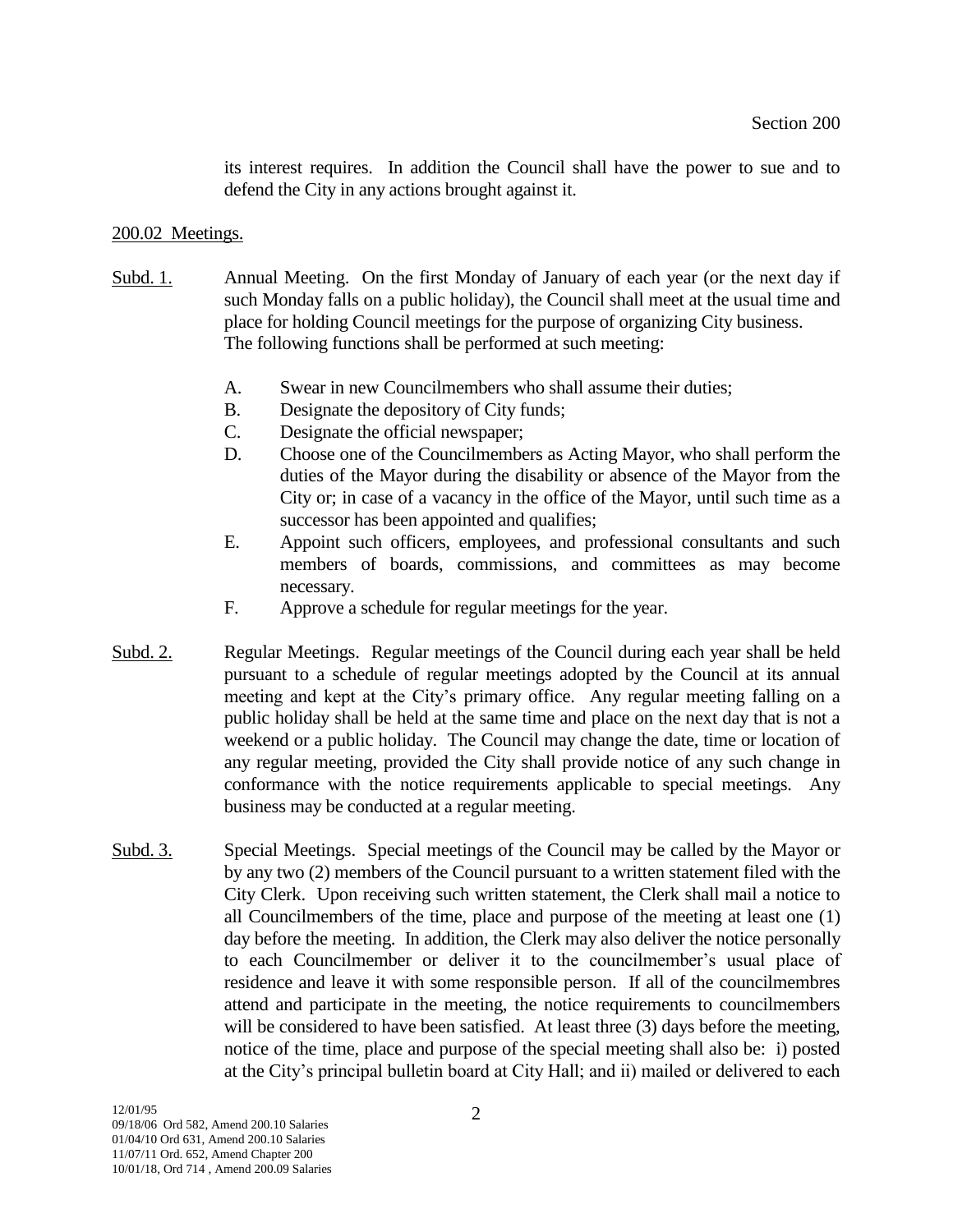its interest requires. In addition the Council shall have the power to sue and to defend the City in any actions brought against it.

200.02 Meetings.

Subd. 1. Annual Meeting. On the first Monday of January of each year (or the next day if such Monday falls on a public holiday), the Council shall meet at the usual time and place for holding Council meetings for the purpose of organizing City business. The following functions shall be performed at such meeting:

A. Swear in new Councilmembers who shall assume their duties;
B. Designate the depository of City funds;
C. Designate the official newspaper;
D. Choose one of the Councilmembers as Acting Mayor, who shall perform the duties of the Mayor during the disability or absence of the Mayor from the City or; in case of a vacancy in the office of the Mayor, until such time as a successor has been appointed and qualifies;
E. Appoint such officers, employees, and professional consultants and such members of boards, commissions, and committees as may become necessary.
F. Approve a schedule for regular meetings for the year.

Subd. 2. Regular Meetings. Regular meetings of the Council during each year shall be held pursuant to a schedule of regular meetings adopted by the Council at its annual meeting and kept at the City's primary office. Any regular meeting falling on a public holiday shall be held at the same time and place on the next day that is not a weekend or a public holiday. The Council may change the date, time or location of any regular meeting, provided the City shall provide notice of any such change in conformance with the notice requirements applicable to special meetings. Any business may be conducted at a regular meeting.

Subd. 3. Special Meetings. Special meetings of the Council may be called by the Mayor or by any two (2) members of the Council pursuant to a written statement filed with the City Clerk. Upon receiving such written statement, the Clerk shall mail a notice to all Councilmembers of the time, place and purpose of the meeting at least one (1) day before the meeting. In addition, the Clerk may also deliver the notice personally to each Councilmember or deliver it to the councilmember's usual place of residence and leave it with some responsible person. If all of the councilmembres attend and participate in the meeting, the notice requirements to councilmembers will be considered to have been satisfied. At least three (3) days before the meeting, notice of the time, place and purpose of the special meeting shall also be: i) posted at the City's principal bulletin board at City Hall; and ii) mailed or delivered to each

12/01/95
09/18/06 Ord 582, Amend 200.10 Salaries
01/04/10 Ord 631, Amend 200.10 Salaries
11/07/11 Ord. 652, Amend Chapter 200
10/01/18, Ord 714 , Amend 200.09 Salaries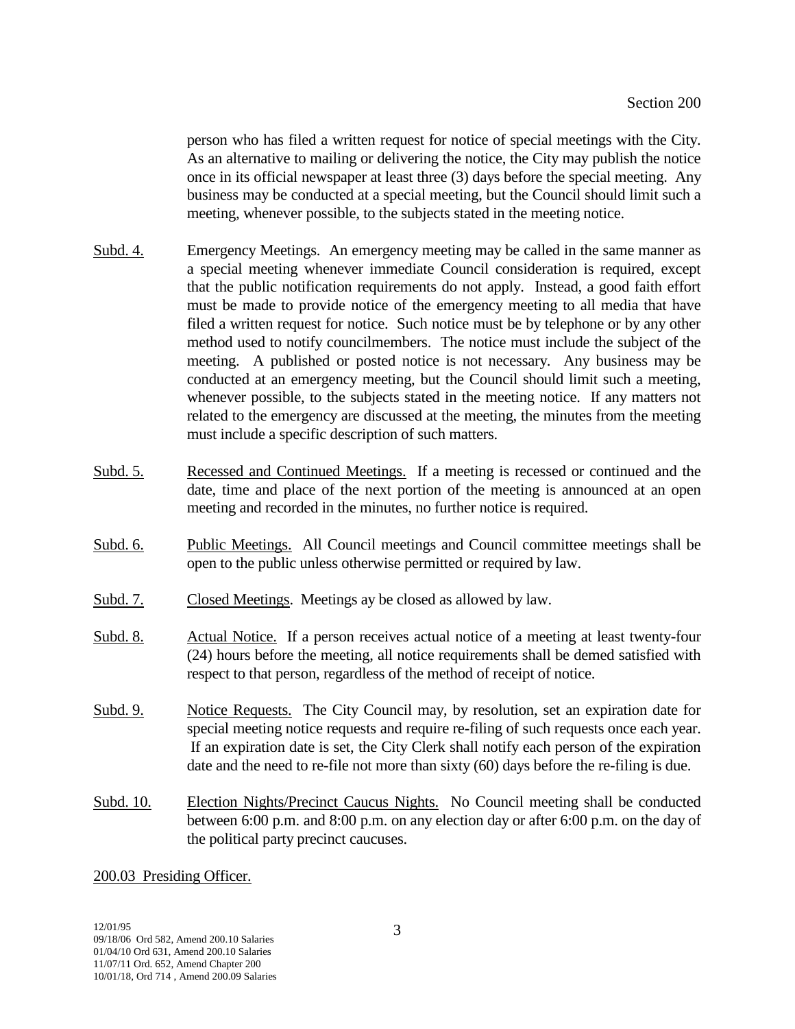person who has filed a written request for notice of special meetings with the City. As an alternative to mailing or delivering the notice, the City may publish the notice once in its official newspaper at least three (3) days before the special meeting. Any business may be conducted at a special meeting, but the Council should limit such a meeting, whenever possible, to the subjects stated in the meeting notice.

Subd. 4. Emergency Meetings. An emergency meeting may be called in the same manner as a special meeting whenever immediate Council consideration is required, except that the public notification requirements do not apply. Instead, a good faith effort must be made to provide notice of the emergency meeting to all media that have filed a written request for notice. Such notice must be by telephone or by any other method used to notify councilmembers. The notice must include the subject of the meeting. A published or posted notice is not necessary. Any business may be conducted at an emergency meeting, but the Council should limit such a meeting, whenever possible, to the subjects stated in the meeting notice. If any matters not related to the emergency are discussed at the meeting, the minutes from the meeting must include a specific description of such matters.

Subd. 5. Recessed and Continued Meetings. If a meeting is recessed or continued and the date, time and place of the next portion of the meeting is announced at an open meeting and recorded in the minutes, no further notice is required.

Subd. 6. Public Meetings. All Council meetings and Council committee meetings shall be open to the public unless otherwise permitted or required by law.

Subd. 7. Closed Meetings. Meetings ay be closed as allowed by law.

Subd. 8. Actual Notice. If a person receives actual notice of a meeting at least twenty-four (24) hours before the meeting, all notice requirements shall be demed satisfied with respect to that person, regardless of the method of receipt of notice.

Subd. 9. Notice Requests. The City Council may, by resolution, set an expiration date for special meeting notice requests and require re-filing of such requests once each year. If an expiration date is set, the City Clerk shall notify each person of the expiration date and the need to re-file not more than sixty (60) days before the re-filing is due.

Subd. 10. Election Nights/Precinct Caucus Nights. No Council meeting shall be conducted between 6:00 p.m. and 8:00 p.m. on any election day or after 6:00 p.m. on the day of the political party precinct caucuses.

## 200.03 Presiding Officer.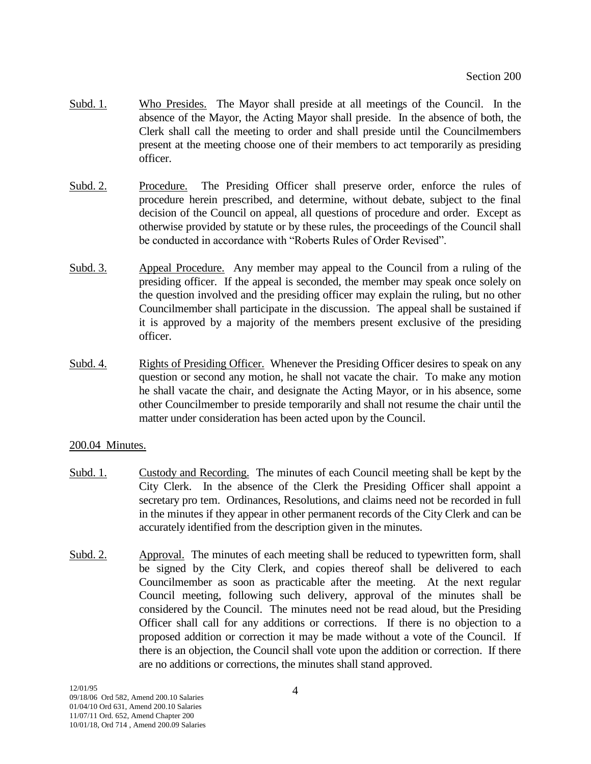Subd. 1. Who Presides. The Mayor shall preside at all meetings of the Council. In the absence of the Mayor, the Acting Mayor shall preside. In the absence of both, the Clerk shall call the meeting to order and shall preside until the Councilmembers present at the meeting choose one of their members to act temporarily as presiding officer.

Subd. 2. Procedure. The Presiding Officer shall preserve order, enforce the rules of procedure herein prescribed, and determine, without debate, subject to the final decision of the Council on appeal, all questions of procedure and order. Except as otherwise provided by statute or by these rules, the proceedings of the Council shall be conducted in accordance with "Roberts Rules of Order Revised".

Subd. 3. Appeal Procedure. Any member may appeal to the Council from a ruling of the presiding officer. If the appeal is seconded, the member may speak once solely on the question involved and the presiding officer may explain the ruling, but no other Councilmember shall participate in the discussion. The appeal shall be sustained if it is approved by a majority of the members present exclusive of the presiding officer.

Subd. 4. Rights of Presiding Officer. Whenever the Presiding Officer desires to speak on any question or second any motion, he shall not vacate the chair. To make any motion he shall vacate the chair, and designate the Acting Mayor, or in his absence, some other Councilmember to preside temporarily and shall not resume the chair until the matter under consideration has been acted upon by the Council.

200.04 Minutes.

Subd. 1. Custody and Recording. The minutes of each Council meeting shall be kept by the City Clerk. In the absence of the Clerk the Presiding Officer shall appoint a secretary pro tem. Ordinances, Resolutions, and claims need not be recorded in full in the minutes if they appear in other permanent records of the City Clerk and can be accurately identified from the description given in the minutes.

Subd. 2. Approval. The minutes of each meeting shall be reduced to typewritten form, shall be signed by the City Clerk, and copies thereof shall be delivered to each Councilmember as soon as practicable after the meeting. At the next regular Council meeting, following such delivery, approval of the minutes shall be considered by the Council. The minutes need not be read aloud, but the Presiding Officer shall call for any additions or corrections. If there is no objection to a proposed addition or correction it may be made without a vote of the Council. If there is an objection, the Council shall vote upon the addition or correction. If there are no additions or corrections, the minutes shall stand approved.

12/01/95
09/18/06 Ord 582, Amend 200.10 Salaries
01/04/10 Ord 631, Amend 200.10 Salaries
11/07/11 Ord. 652, Amend Chapter 200
10/01/18, Ord 714 , Amend 200.09 Salaries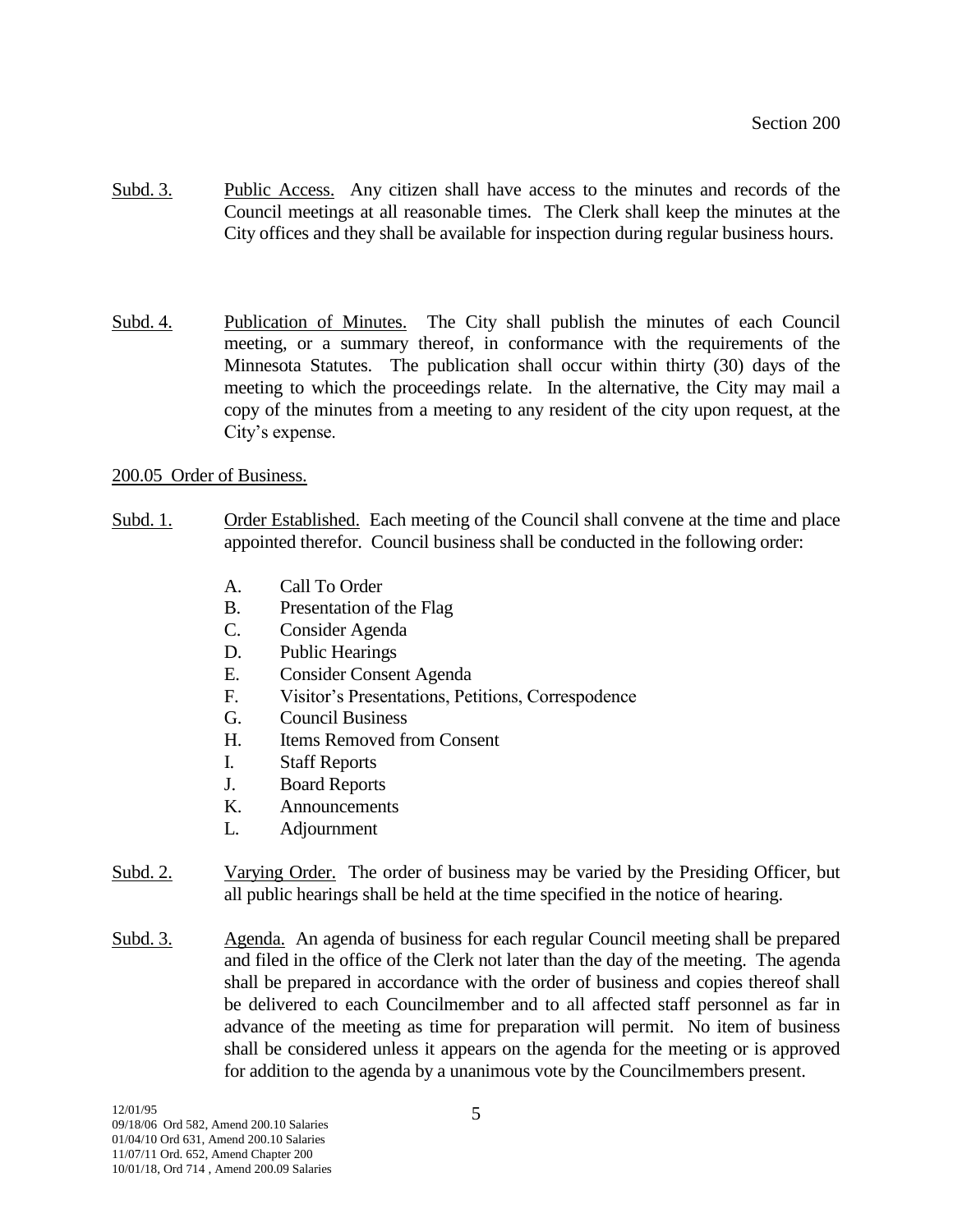Subd. 3. Public Access. Any citizen shall have access to the minutes and records of the Council meetings at all reasonable times. The Clerk shall keep the minutes at the City offices and they shall be available for inspection during regular business hours.

Subd. 4. Publication of Minutes. The City shall publish the minutes of each Council meeting, or a summary thereof, in conformance with the requirements of the Minnesota Statutes. The publication shall occur within thirty (30) days of the meeting to which the proceedings relate. In the alternative, the City may mail a copy of the minutes from a meeting to any resident of the city upon request, at the City's expense.

200.05 Order of Business.

Subd. 1. Order Established. Each meeting of the Council shall convene at the time and place appointed therefor. Council business shall be conducted in the following order:

A. Call To Order
B. Presentation of the Flag
C. Consider Agenda
D. Public Hearings
E. Consider Consent Agenda
F. Visitor's Presentations, Petitions, Correspodence
G. Council Business
H. Items Removed from Consent
I. Staff Reports
J. Board Reports
K. Announcements
L. Adjournment

Subd. 2. Varying Order. The order of business may be varied by the Presiding Officer, but all public hearings shall be held at the time specified in the notice of hearing.

Subd. 3. Agenda. An agenda of business for each regular Council meeting shall be prepared and filed in the office of the Clerk not later than the day of the meeting. The agenda shall be prepared in accordance with the order of business and copies thereof shall be delivered to each Councilmember and to all affected staff personnel as far in advance of the meeting as time for preparation will permit. No item of business shall be considered unless it appears on the agenda for the meeting or is approved for addition to the agenda by a unanimous vote by the Councilmembers present.

12/01/95
09/18/06 Ord 582, Amend 200.10 Salaries
01/04/10 Ord 631, Amend 200.10 Salaries
11/07/11 Ord. 652, Amend Chapter 200
10/01/18, Ord 714 , Amend 200.09 Salaries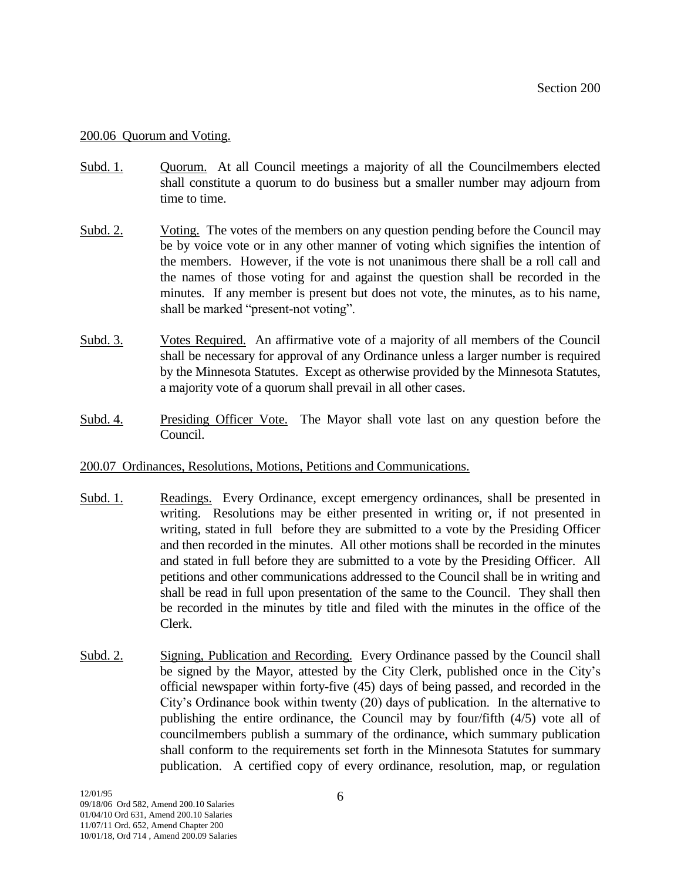200.06 Quorum and Voting.

Subd. 1. Quorum. At all Council meetings a majority of all the Councilmembers elected shall constitute a quorum to do business but a smaller number may adjourn from time to time.

Subd. 2. Voting. The votes of the members on any question pending before the Council may be by voice vote or in any other manner of voting which signifies the intention of the members. However, if the vote is not unanimous there shall be a roll call and the names of those voting for and against the question shall be recorded in the minutes. If any member is present but does not vote, the minutes, as to his name, shall be marked "present-not voting".

Subd. 3. Votes Required. An affirmative vote of a majority of all members of the Council shall be necessary for approval of any Ordinance unless a larger number is required by the Minnesota Statutes. Except as otherwise provided by the Minnesota Statutes, a majority vote of a quorum shall prevail in all other cases.

Subd. 4. Presiding Officer Vote. The Mayor shall vote last on any question before the Council.

200.07 Ordinances, Resolutions, Motions, Petitions and Communications.

Subd. 1. Readings. Every Ordinance, except emergency ordinances, shall be presented in writing. Resolutions may be either presented in writing or, if not presented in writing, stated in full before they are submitted to a vote by the Presiding Officer and then recorded in the minutes. All other motions shall be recorded in the minutes and stated in full before they are submitted to a vote by the Presiding Officer. All petitions and other communications addressed to the Council shall be in writing and shall be read in full upon presentation of the same to the Council. They shall then be recorded in the minutes by title and filed with the minutes in the office of the Clerk.

Subd. 2. Signing, Publication and Recording. Every Ordinance passed by the Council shall be signed by the Mayor, attested by the City Clerk, published once in the City's official newspaper within forty-five (45) days of being passed, and recorded in the City's Ordinance book within twenty (20) days of publication. In the alternative to publishing the entire ordinance, the Council may by four/fifth (4/5) vote all of councilmembers publish a summary of the ordinance, which summary publication shall conform to the requirements set forth in the Minnesota Statutes for summary publication. A certified copy of every ordinance, resolution, map, or regulation

12/01/95
09/18/06 Ord 582, Amend 200.10 Salaries
01/04/10 Ord 631, Amend 200.10 Salaries
11/07/11 Ord. 652, Amend Chapter 200
10/01/18, Ord 714 , Amend 200.09 Salaries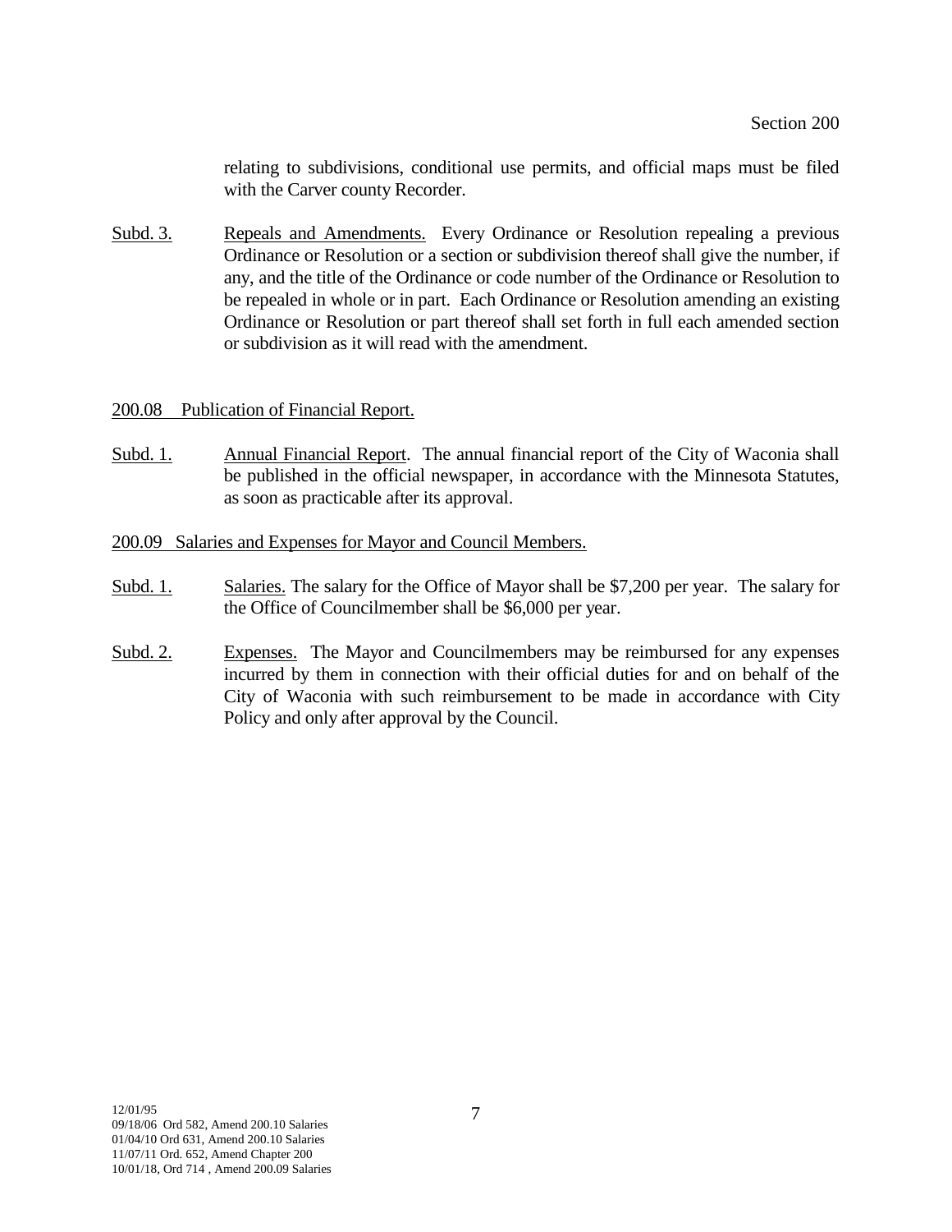relating to subdivisions, conditional use permits, and official maps must be filed with the Carver county Recorder.

Subd. 3. Repeals and Amendments. Every Ordinance or Resolution repealing a previous Ordinance or Resolution or a section or subdivision thereof shall give the number, if any, and the title of the Ordinance or code number of the Ordinance or Resolution to be repealed in whole or in part. Each Ordinance or Resolution amending an existing Ordinance or Resolution or part thereof shall set forth in full each amended section or subdivision as it will read with the amendment.

## 200.08 Publication of Financial Report.

Subd. 1. Annual Financial Report. The annual financial report of the City of Waconia shall be published in the official newspaper, in accordance with the Minnesota Statutes, as soon as practicable after its approval.

## 200.09 Salaries and Expenses for Mayor and Council Members.

Subd. 1. Salaries. The salary for the Office of Mayor shall be $7,200 per year. The salary for the Office of Councilmember shall be $6,000 per year.

Subd. 2. Expenses. The Mayor and Councilmembers may be reimbursed for any expenses incurred by them in connection with their official duties for and on behalf of the City of Waconia with such reimbursement to be made in accordance with City Policy and only after approval by the Council.

12/01/95
09/18/06 Ord 582, Amend 200.10 Salaries
01/04/10 Ord 631, Amend 200.10 Salaries
11/07/11 Ord. 652, Amend Chapter 200
10/01/18, Ord 714 , Amend 200.09 Salaries